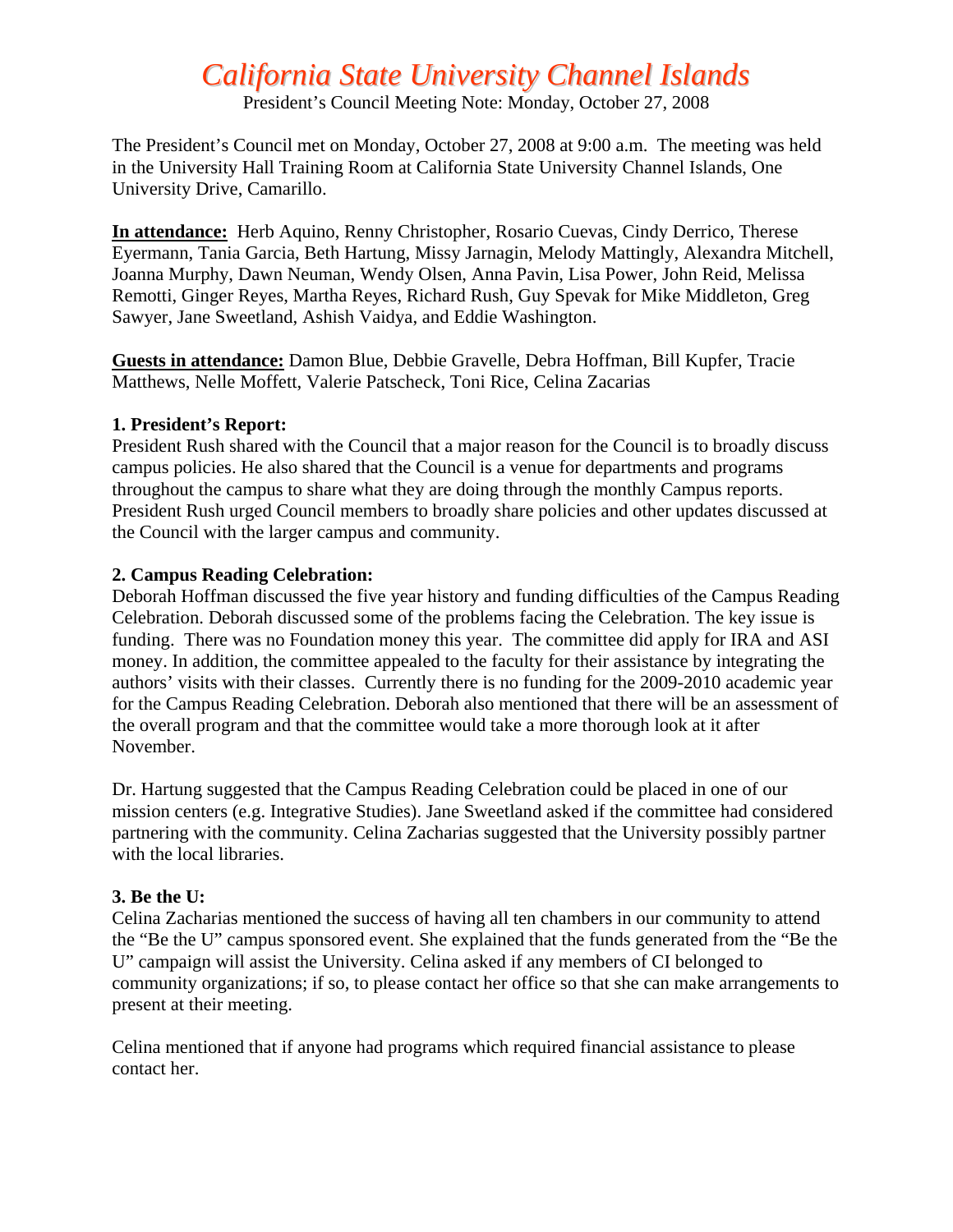# *California State University Channel Islands*

President's Council Meeting Note: Monday, October 27, 2008

The President's Council met on Monday, October 27, 2008 at 9:00 a.m. The meeting was held in the University Hall Training Room at California State University Channel Islands, One University Drive, Camarillo.

**In attendance:** Herb Aquino, Renny Christopher, Rosario Cuevas, Cindy Derrico, Therese Eyermann, Tania Garcia, Beth Hartung, Missy Jarnagin, Melody Mattingly, Alexandra Mitchell, Joanna Murphy, Dawn Neuman, Wendy Olsen, Anna Pavin, Lisa Power, John Reid, Melissa Remotti, Ginger Reyes, Martha Reyes, Richard Rush, Guy Spevak for Mike Middleton, Greg Sawyer, Jane Sweetland, Ashish Vaidya, and Eddie Washington.

**Guests in attendance:** Damon Blue, Debbie Gravelle, Debra Hoffman, Bill Kupfer, Tracie Matthews, Nelle Moffett, Valerie Patscheck, Toni Rice, Celina Zacarias

**1. President's Report:**

President Rush shared with the Council that a major reason for the Council is to broadly discuss campus policies. He also shared that the Council is a venue for departments and programs throughout the campus to share what they are doing through the monthly Campus reports. President Rush urged Council members to broadly share policies and other updates discussed at the Council with the larger campus and community.

**2. Campus Reading Celebration:**

Deborah Hoffman discussed the five year history and funding difficulties of the Campus Reading Celebration. Deborah discussed some of the problems facing the Celebration. The key issue is funding. There was no Foundation money this year. The committee did apply for IRA and ASI money. In addition, the committee appealed to the faculty for their assistance by integrating the authors' visits with their classes. Currently there is no funding for the 2009-2010 academic year for the Campus Reading Celebration. Deborah also mentioned that there will be an assessment of the overall program and that the committee would take a more thorough look at it after November.

Dr. Hartung suggested that the Campus Reading Celebration could be placed in one of our mission centers (e.g. Integrative Studies). Jane Sweetland asked if the committee had considered partnering with the community. Celina Zacharias suggested that the University possibly partner with the local libraries.

**3. Be the U:**

Celina Zacharias mentioned the success of having all ten chambers in our community to attend the "Be the U" campus sponsored event. She explained that the funds generated from the "Be the U" campaign will assist the University. Celina asked if any members of CI belonged to community organizations; if so, to please contact her office so that she can make arrangements to present at their meeting.

Celina mentioned that if anyone had programs which required financial assistance to please contact her.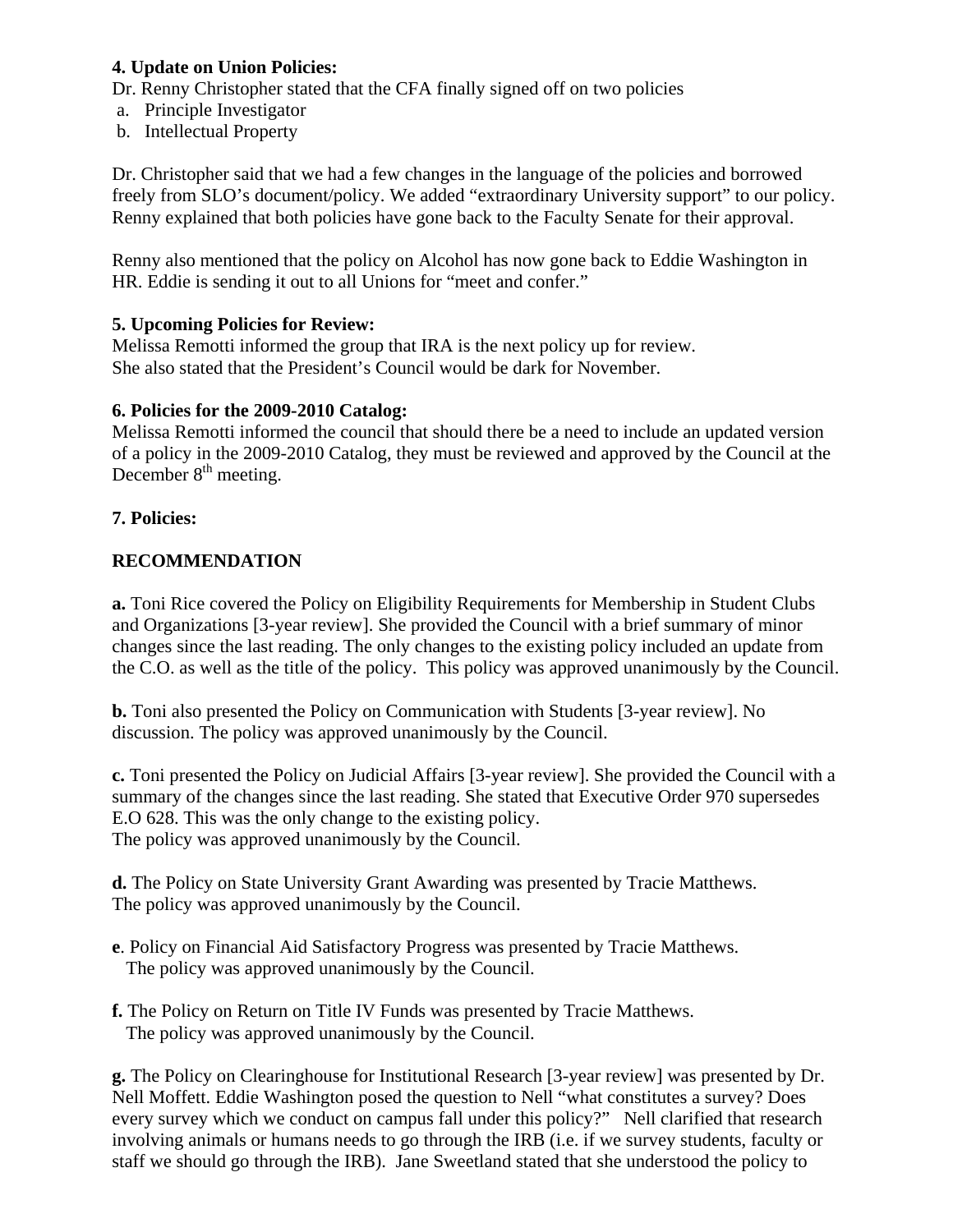**4. Update on Union Policies:**

Dr. Renny Christopher stated that the CFA finally signed off on two policies

a. Principle Investigator
b. Intellectual Property

Dr. Christopher said that we had a few changes in the language of the policies and borrowed freely from SLO's document/policy. We added "extraordinary University support" to our policy. Renny explained that both policies have gone back to the Faculty Senate for their approval.

Renny also mentioned that the policy on Alcohol has now gone back to Eddie Washington in HR. Eddie is sending it out to all Unions for "meet and confer."

**5. Upcoming Policies for Review:**

Melissa Remotti informed the group that IRA is the next policy up for review.
She also stated that the President's Council would be dark for November.

**6. Policies for the 2009-2010 Catalog:**

Melissa Remotti informed the council that should there be a need to include an updated version of a policy in the 2009-2010 Catalog, they must be reviewed and approved by the Council at the December 8th meeting.

**7. Policies:**

**RECOMMENDATION**

**a.** Toni Rice covered the Policy on Eligibility Requirements for Membership in Student Clubs and Organizations [3-year review]. She provided the Council with a brief summary of minor changes since the last reading. The only changes to the existing policy included an update from the C.O. as well as the title of the policy. This policy was approved unanimously by the Council.

**b.** Toni also presented the Policy on Communication with Students [3-year review]. No discussion. The policy was approved unanimously by the Council.

**c.** Toni presented the Policy on Judicial Affairs [3-year review]. She provided the Council with a summary of the changes since the last reading. She stated that Executive Order 970 supersedes E.O 628. This was the only change to the existing policy.
The policy was approved unanimously by the Council.

**d.** The Policy on State University Grant Awarding was presented by Tracie Matthews.
The policy was approved unanimously by the Council.

**e**. Policy on Financial Aid Satisfactory Progress was presented by Tracie Matthews.
The policy was approved unanimously by the Council.

**f.** The Policy on Return on Title IV Funds was presented by Tracie Matthews.
The policy was approved unanimously by the Council.

**g.** The Policy on Clearinghouse for Institutional Research [3-year review] was presented by Dr. Nell Moffett. Eddie Washington posed the question to Nell "what constitutes a survey? Does every survey which we conduct on campus fall under this policy?" Nell clarified that research involving animals or humans needs to go through the IRB (i.e. if we survey students, faculty or staff we should go through the IRB). Jane Sweetland stated that she understood the policy to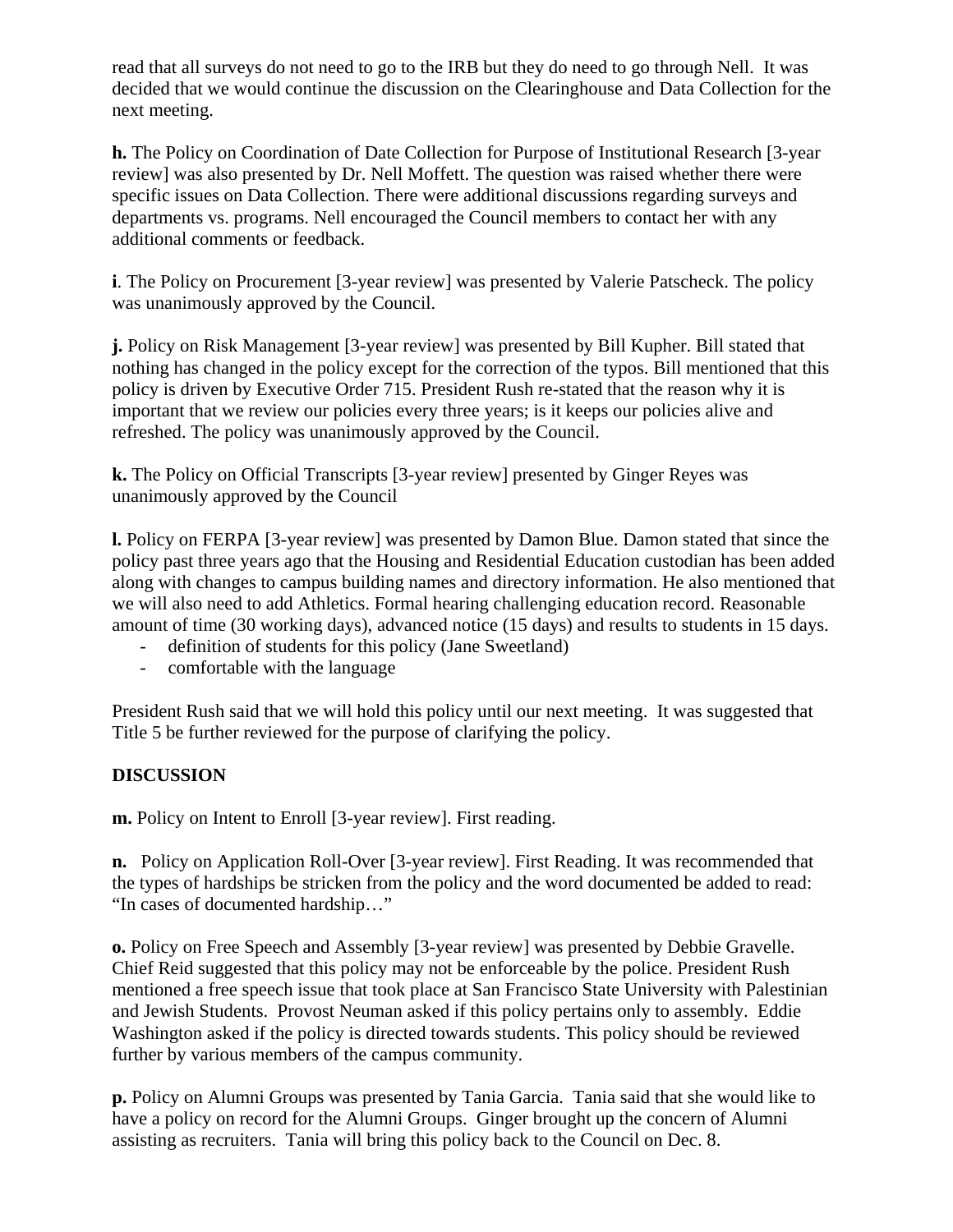read that all surveys do not need to go to the IRB but they do need to go through Nell. It was decided that we would continue the discussion on the Clearinghouse and Data Collection for the next meeting.

**h.** The Policy on Coordination of Date Collection for Purpose of Institutional Research [3-year review] was also presented by Dr. Nell Moffett. The question was raised whether there were specific issues on Data Collection. There were additional discussions regarding surveys and departments vs. programs. Nell encouraged the Council members to contact her with any additional comments or feedback.

**i**. The Policy on Procurement [3-year review] was presented by Valerie Patscheck. The policy was unanimously approved by the Council.

**j.** Policy on Risk Management [3-year review] was presented by Bill Kupher. Bill stated that nothing has changed in the policy except for the correction of the typos. Bill mentioned that this policy is driven by Executive Order 715. President Rush re-stated that the reason why it is important that we review our policies every three years; is it keeps our policies alive and refreshed. The policy was unanimously approved by the Council.

**k.** The Policy on Official Transcripts [3-year review] presented by Ginger Reyes was unanimously approved by the Council

**l.** Policy on FERPA [3-year review] was presented by Damon Blue. Damon stated that since the policy past three years ago that the Housing and Residential Education custodian has been added along with changes to campus building names and directory information. He also mentioned that we will also need to add Athletics. Formal hearing challenging education record. Reasonable amount of time (30 working days), advanced notice (15 days) and results to students in 15 days.

- definition of students for this policy (Jane Sweetland)
- comfortable with the language

President Rush said that we will hold this policy until our next meeting. It was suggested that Title 5 be further reviewed for the purpose of clarifying the policy.

**DISCUSSION**

**m.** Policy on Intent to Enroll [3-year review]. First reading.

**n.** Policy on Application Roll-Over [3-year review]. First Reading. It was recommended that the types of hardships be stricken from the policy and the word documented be added to read: "In cases of documented hardship…"

**o.** Policy on Free Speech and Assembly [3-year review] was presented by Debbie Gravelle. Chief Reid suggested that this policy may not be enforceable by the police. President Rush mentioned a free speech issue that took place at San Francisco State University with Palestinian and Jewish Students. Provost Neuman asked if this policy pertains only to assembly. Eddie Washington asked if the policy is directed towards students. This policy should be reviewed further by various members of the campus community.

**p.** Policy on Alumni Groups was presented by Tania Garcia. Tania said that she would like to have a policy on record for the Alumni Groups. Ginger brought up the concern of Alumni assisting as recruiters. Tania will bring this policy back to the Council on Dec. 8.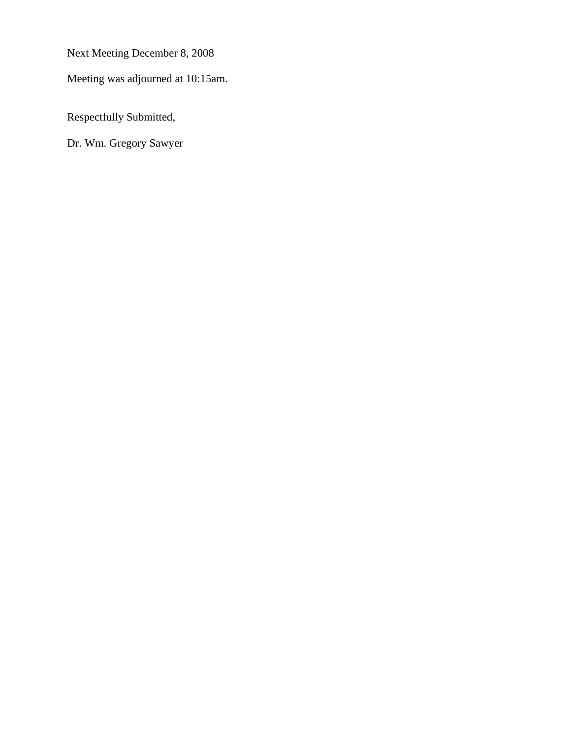Next Meeting December 8, 2008

Meeting was adjourned at 10:15am.

Respectfully Submitted,

Dr. Wm. Gregory Sawyer